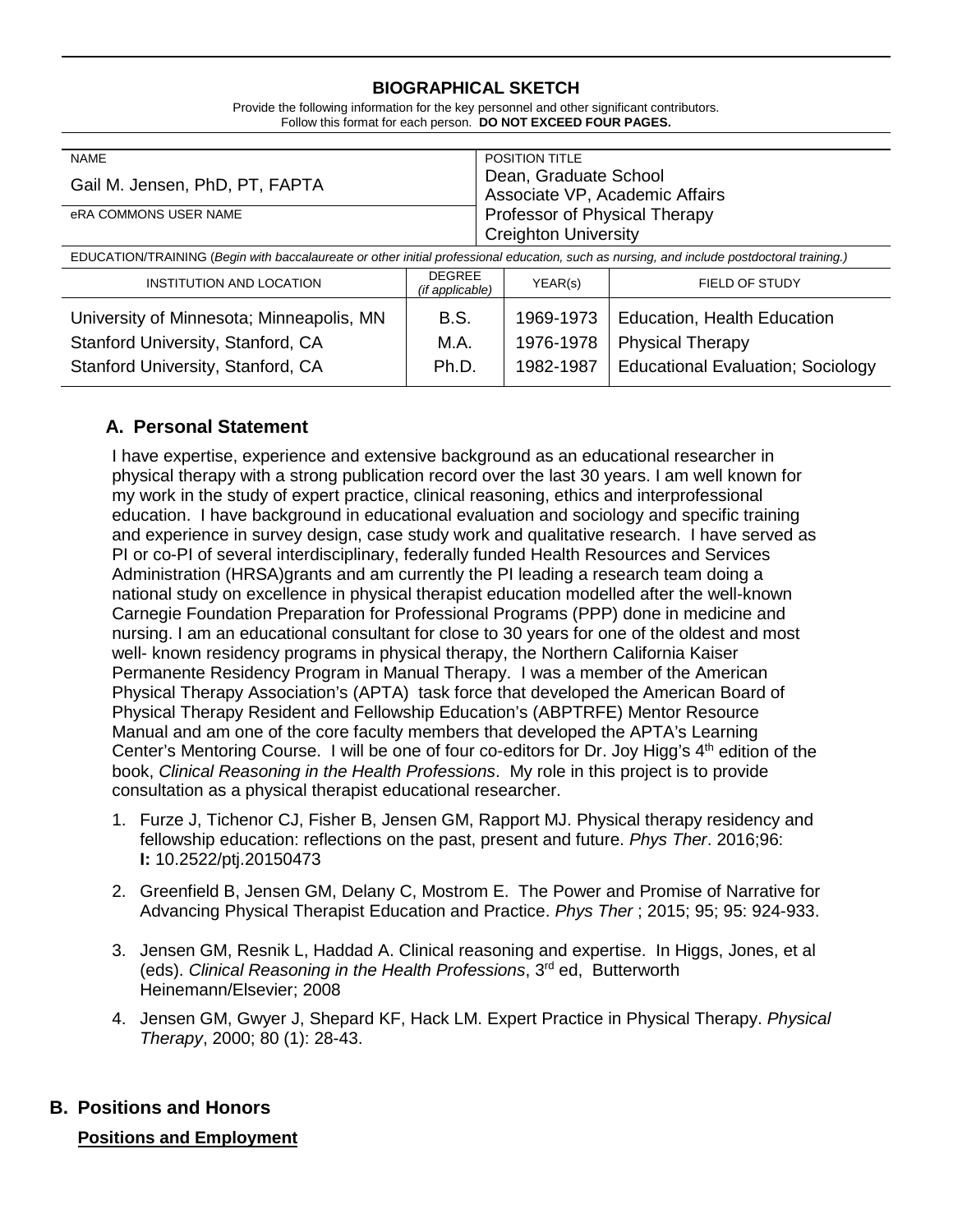# BIOGRAPHICAL SKETCH

Provide the following information for the key personnel and other significant contributors.
Follow this format for each person. **DO NOT EXCEED FOUR PAGES.**

| NAME | POSITION TITLE |
|---|---|
| Gail M. Jensen, PhD, PT, FAPTA | Dean, Graduate School<br>Associate VP, Academic Affairs<br>Professor of Physical Therapy<br>Creighton University |
| eRA COMMONS USER NAME | |

EDUCATION/TRAINING (*Begin with baccalaureate or other initial professional education, such as nursing, and include postdoctoral training.*)

| INSTITUTION AND LOCATION | DEGREE (*if applicable*) | YEAR(s) | FIELD OF STUDY |
|---|---|---|---|
| University of Minnesota; Minneapolis, MN | B.S. | 1969-1973 | Education, Health Education |
| Stanford University, Stanford, CA | M.A. | 1976-1978 | Physical Therapy |
| Stanford University, Stanford, CA | Ph.D. | 1982-1987 | Educational Evaluation; Sociology |

## A. Personal Statement

I have expertise, experience and extensive background as an educational researcher in physical therapy with a strong publication record over the last 30 years. I am well known for my work in the study of expert practice, clinical reasoning, ethics and interprofessional education. I have background in educational evaluation and sociology and specific training and experience in survey design, case study work and qualitative research. I have served as PI or co-PI of several interdisciplinary, federally funded Health Resources and Services Administration (HRSA)grants and am currently the PI leading a research team doing a national study on excellence in physical therapist education modelled after the well-known Carnegie Foundation Preparation for Professional Programs (PPP) done in medicine and nursing. I am an educational consultant for close to 30 years for one of the oldest and most well- known residency programs in physical therapy, the Northern California Kaiser Permanente Residency Program in Manual Therapy. I was a member of the American Physical Therapy Association's (APTA) task force that developed the American Board of Physical Therapy Resident and Fellowship Education's (ABPTRFE) Mentor Resource Manual and am one of the core faculty members that developed the APTA's Learning Center's Mentoring Course. I will be one of four co-editors for Dr. Joy Higg's 4th edition of the book, *Clinical Reasoning in the Health Professions*. My role in this project is to provide consultation as a physical therapist educational researcher.

1. Furze J, Tichenor CJ, Fisher B, Jensen GM, Rapport MJ. Physical therapy residency and fellowship education: reflections on the past, present and future. *Phys Ther*. 2016;96: **I:** 10.2522/ptj.20150473
2. Greenfield B, Jensen GM, Delany C, Mostrom E. The Power and Promise of Narrative for Advancing Physical Therapist Education and Practice. *Phys Ther* ; 2015; 95; 95: 924-933.
3. Jensen GM, Resnik L, Haddad A. Clinical reasoning and expertise. In Higgs, Jones, et al (eds). *Clinical Reasoning in the Health Professions*, 3rd ed, Butterworth Heinemann/Elsevier; 2008
4. Jensen GM, Gwyer J, Shepard KF, Hack LM. Expert Practice in Physical Therapy. *Physical Therapy*, 2000; 80 (1): 28-43.

## B. Positions and Honors

**Positions and Employment**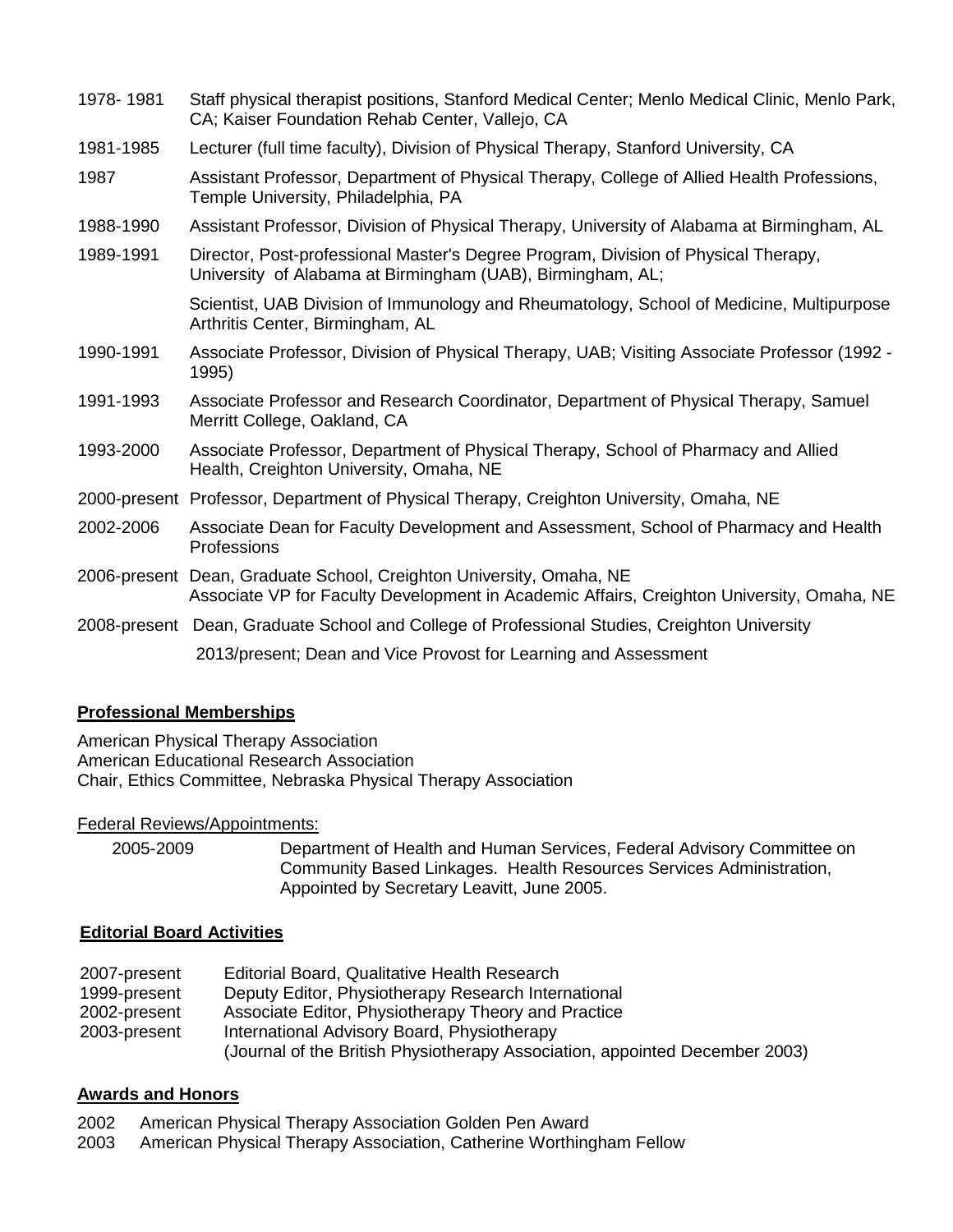1978- 1981 Staff physical therapist positions, Stanford Medical Center; Menlo Medical Clinic, Menlo Park, CA; Kaiser Foundation Rehab Center, Vallejo, CA

1981-1985 Lecturer (full time faculty), Division of Physical Therapy, Stanford University, CA

1987 Assistant Professor, Department of Physical Therapy, College of Allied Health Professions, Temple University, Philadelphia, PA

1988-1990 Assistant Professor, Division of Physical Therapy, University of Alabama at Birmingham, AL

1989-1991 Director, Post-professional Master's Degree Program, Division of Physical Therapy, University of Alabama at Birmingham (UAB), Birmingham, AL;

Scientist, UAB Division of Immunology and Rheumatology, School of Medicine, Multipurpose Arthritis Center, Birmingham, AL

1990-1991 Associate Professor, Division of Physical Therapy, UAB; Visiting Associate Professor (1992 - 1995)

1991-1993 Associate Professor and Research Coordinator, Department of Physical Therapy, Samuel Merritt College, Oakland, CA

1993-2000 Associate Professor, Department of Physical Therapy, School of Pharmacy and Allied Health, Creighton University, Omaha, NE

2000-present Professor, Department of Physical Therapy, Creighton University, Omaha, NE

2002-2006 Associate Dean for Faculty Development and Assessment, School of Pharmacy and Health Professions

2006-present Dean, Graduate School, Creighton University, Omaha, NE
Associate VP for Faculty Development in Academic Affairs, Creighton University, Omaha, NE

2008-present Dean, Graduate School and College of Professional Studies, Creighton University

2013/present; Dean and Vice Provost for Learning and Assessment

## Professional Memberships

American Physical Therapy Association
American Educational Research Association
Chair, Ethics Committee, Nebraska Physical Therapy Association

Federal Reviews/Appointments:

2005-2009 Department of Health and Human Services, Federal Advisory Committee on Community Based Linkages. Health Resources Services Administration, Appointed by Secretary Leavitt, June 2005.

## Editorial Board Activities

2007-present Editorial Board, Qualitative Health Research
1999-present Deputy Editor, Physiotherapy Research International
2002-present Associate Editor, Physiotherapy Theory and Practice
2003-present International Advisory Board, Physiotherapy
(Journal of the British Physiotherapy Association, appointed December 2003)

## Awards and Honors

2002 American Physical Therapy Association Golden Pen Award
2003 American Physical Therapy Association, Catherine Worthingham Fellow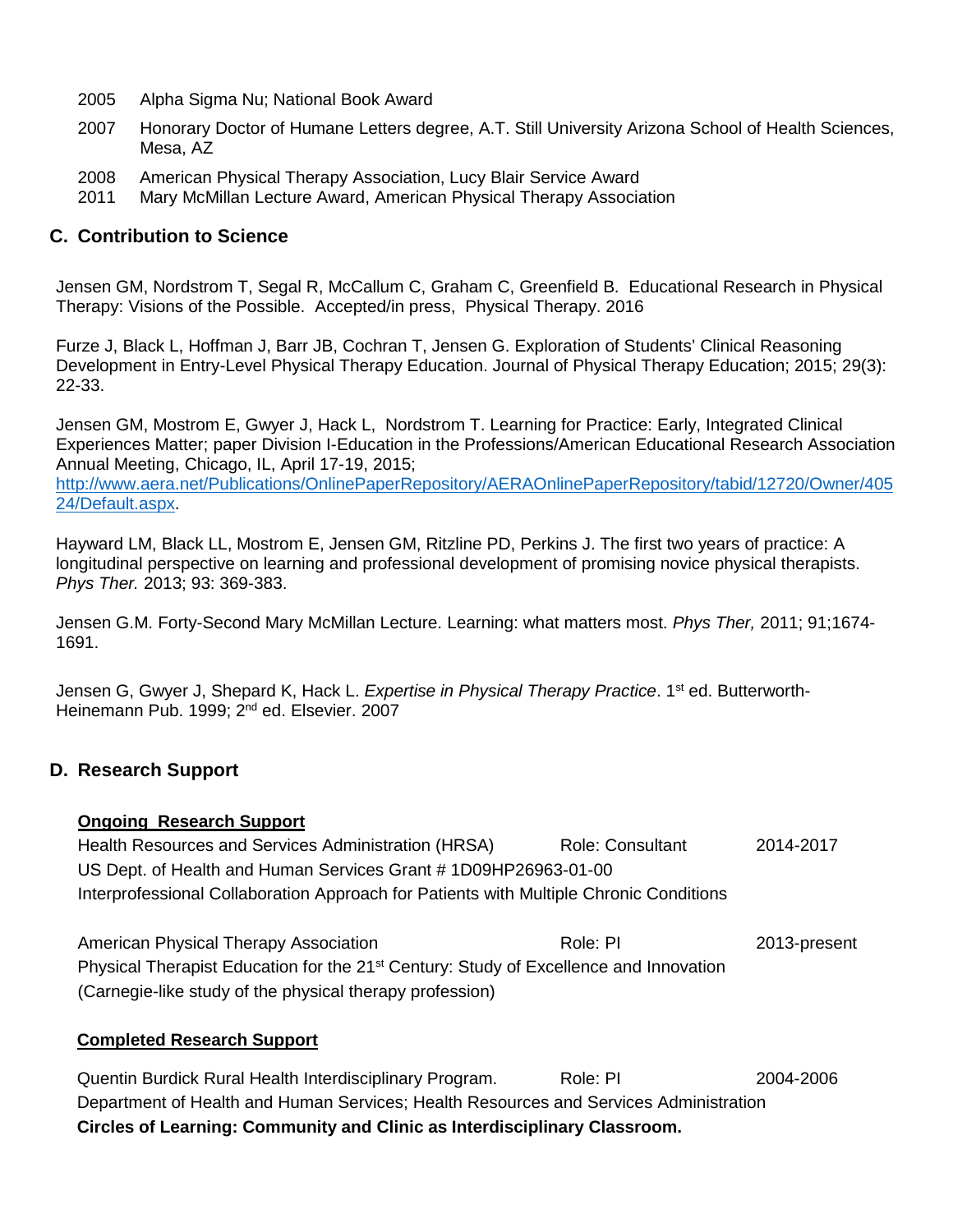2005 Alpha Sigma Nu; National Book Award

2007 Honorary Doctor of Humane Letters degree, A.T. Still University Arizona School of Health Sciences, Mesa, AZ

2008 American Physical Therapy Association, Lucy Blair Service Award

2011 Mary McMillan Lecture Award, American Physical Therapy Association

## C. Contribution to Science

Jensen GM, Nordstrom T, Segal R, McCallum C, Graham C, Greenfield B. Educational Research in Physical Therapy: Visions of the Possible. Accepted/in press, Physical Therapy. 2016

Furze J, Black L, Hoffman J, Barr JB, Cochran T, Jensen G. Exploration of Students' Clinical Reasoning Development in Entry-Level Physical Therapy Education. Journal of Physical Therapy Education; 2015; 29(3): 22-33.

Jensen GM, Mostrom E, Gwyer J, Hack L, Nordstrom T. Learning for Practice: Early, Integrated Clinical Experiences Matter; paper Division I-Education in the Professions/American Educational Research Association Annual Meeting, Chicago, IL, April 17-19, 2015; [http://www.aera.net/Publications/OnlinePaperRepository/AERAOnlinePaperRepository/tabid/12720/Owner/40524/Default.aspx](http://www.aera.net/Publications/OnlinePaperRepository/AERAOnlinePaperRepository/tabid/12720/Owner/40524/Default.aspx).

Hayward LM, Black LL, Mostrom E, Jensen GM, Ritzline PD, Perkins J. The first two years of practice: A longitudinal perspective on learning and professional development of promising novice physical therapists. *Phys Ther.* 2013; 93: 369-383.

Jensen G.M. Forty-Second Mary McMillan Lecture. Learning: what matters most. *Phys Ther,* 2011; 91;1674-1691.

Jensen G, Gwyer J, Shepard K, Hack L. *Expertise in Physical Therapy Practice*. 1st ed. Butterworth-Heinemann Pub. 1999; 2nd ed. Elsevier. 2007

## D. Research Support

**Ongoing Research Support**

Health Resources and Services Administration (HRSA) Role: Consultant 2014-2017
US Dept. of Health and Human Services Grant # 1D09HP26963-01-00
Interprofessional Collaboration Approach for Patients with Multiple Chronic Conditions

American Physical Therapy Association Role: PI 2013-present
Physical Therapist Education for the 21st Century: Study of Excellence and Innovation
(Carnegie-like study of the physical therapy profession)

**Completed Research Support**

Quentin Burdick Rural Health Interdisciplinary Program. Role: PI 2004-2006
Department of Health and Human Services; Health Resources and Services Administration
**Circles of Learning: Community and Clinic as Interdisciplinary Classroom.**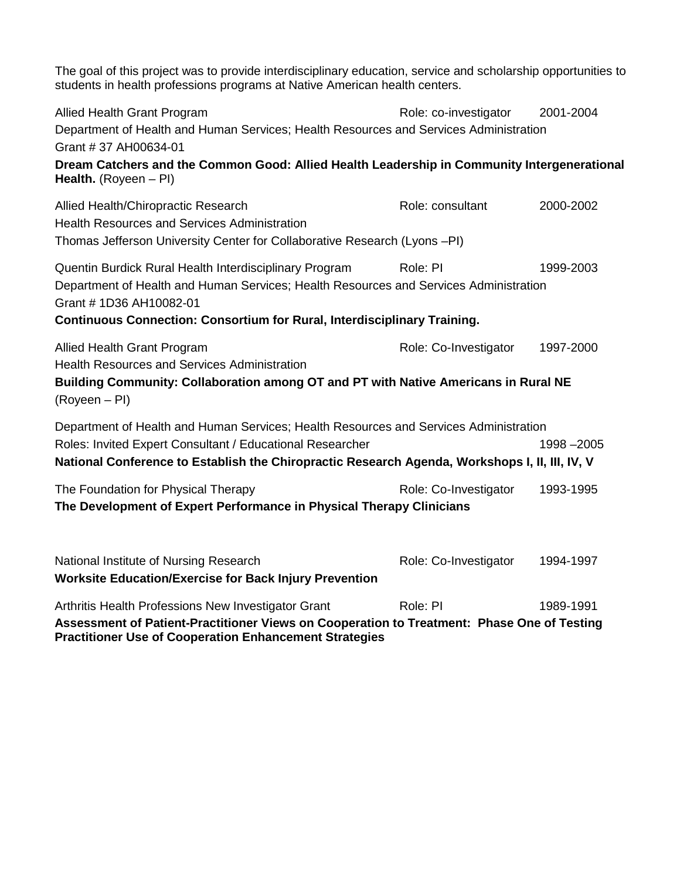The goal of this project was to provide interdisciplinary education, service and scholarship opportunities to students in health professions programs at Native American health centers.

Allied Health Grant Program Role: co-investigator 2001-2004
Department of Health and Human Services; Health Resources and Services Administration
Grant # 37 AH00634-01
**Dream Catchers and the Common Good: Allied Health Leadership in Community Intergenerational Health.** (Royeen – PI)

Allied Health/Chiropractic Research Role: consultant 2000-2002
Health Resources and Services Administration
Thomas Jefferson University Center for Collaborative Research (Lyons –PI)

Quentin Burdick Rural Health Interdisciplinary Program Role: PI 1999-2003
Department of Health and Human Services; Health Resources and Services Administration
Grant # 1D36 AH10082-01
**Continuous Connection: Consortium for Rural, Interdisciplinary Training.**

Allied Health Grant Program Role: Co-Investigator 1997-2000
Health Resources and Services Administration
**Building Community: Collaboration among OT and PT with Native Americans in Rural NE**
(Royeen – PI)

Department of Health and Human Services; Health Resources and Services Administration
Roles: Invited Expert Consultant / Educational Researcher 1998 –2005
**National Conference to Establish the Chiropractic Research Agenda, Workshops I, II, III, IV, V**

The Foundation for Physical Therapy Role: Co-Investigator 1993-1995
**The Development of Expert Performance in Physical Therapy Clinicians**

National Institute of Nursing Research Role: Co-Investigator 1994-1997
**Worksite Education/Exercise for Back Injury Prevention**

Arthritis Health Professions New Investigator Grant Role: PI 1989-1991
**Assessment of Patient-Practitioner Views on Cooperation to Treatment: Phase One of Testing Practitioner Use of Cooperation Enhancement Strategies**